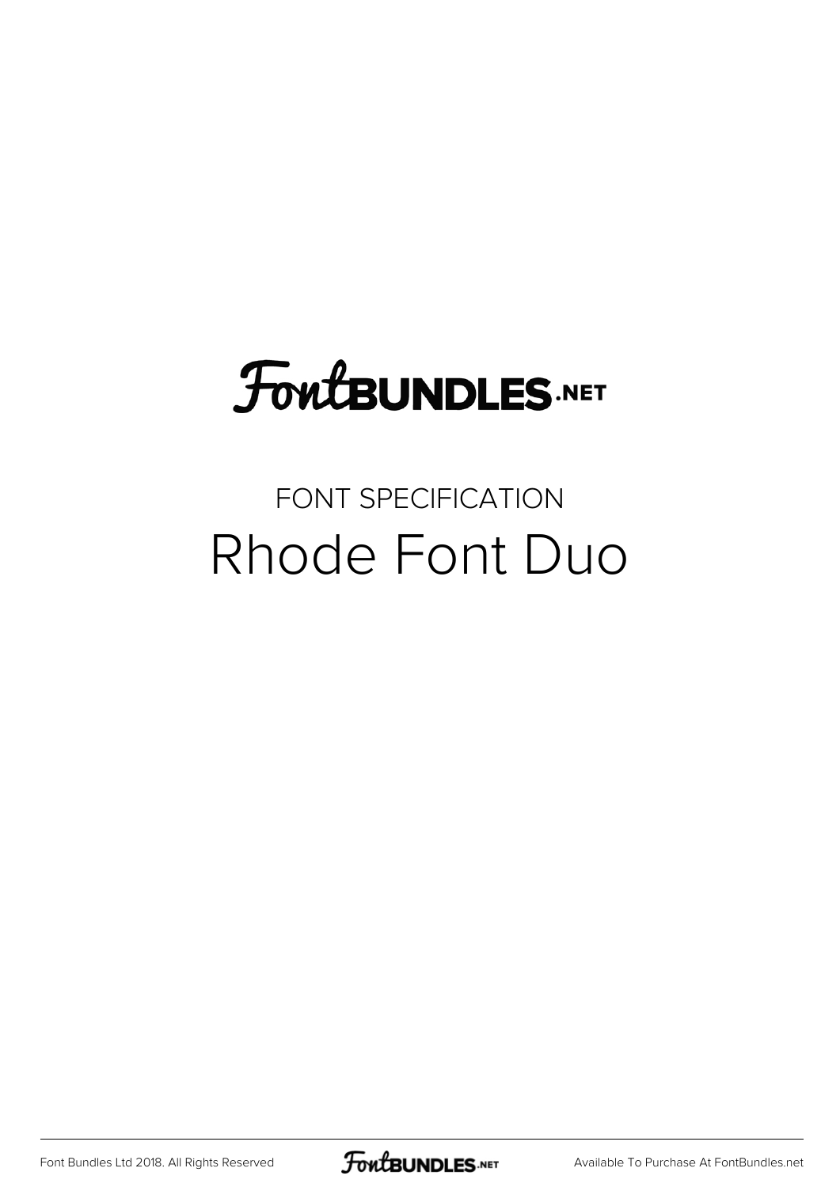FontBUNDLES.NET

FONT SPECIFICATION

# Rhode Font Duo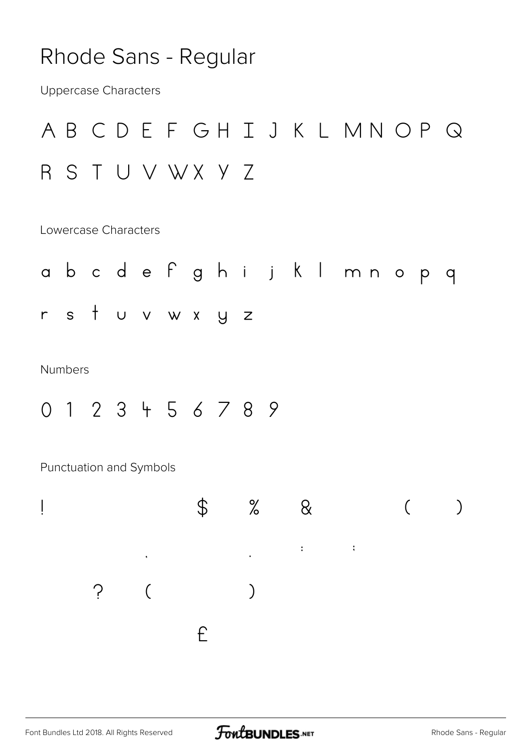# Rhode Sans - Regular

Uppercase Characters

A B C D E F G H I J K L M N O P Q R S T U V W X Y Z

Lowercase Characters

a b c d e f g h i j k l m n o p q r s t u v w x y z

Numbers

0 1 2 3 4 5 6 7 8 9

Punctuation and Symbols

! $ % & ( )

, . : ;

? ( )

£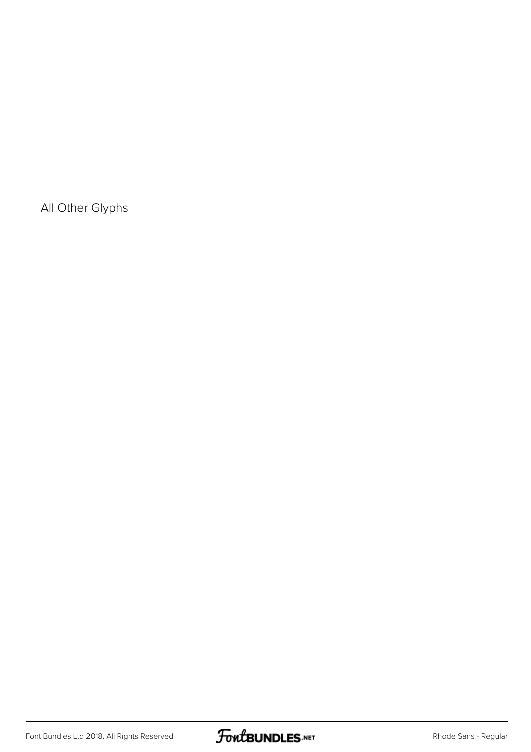All Other Glyphs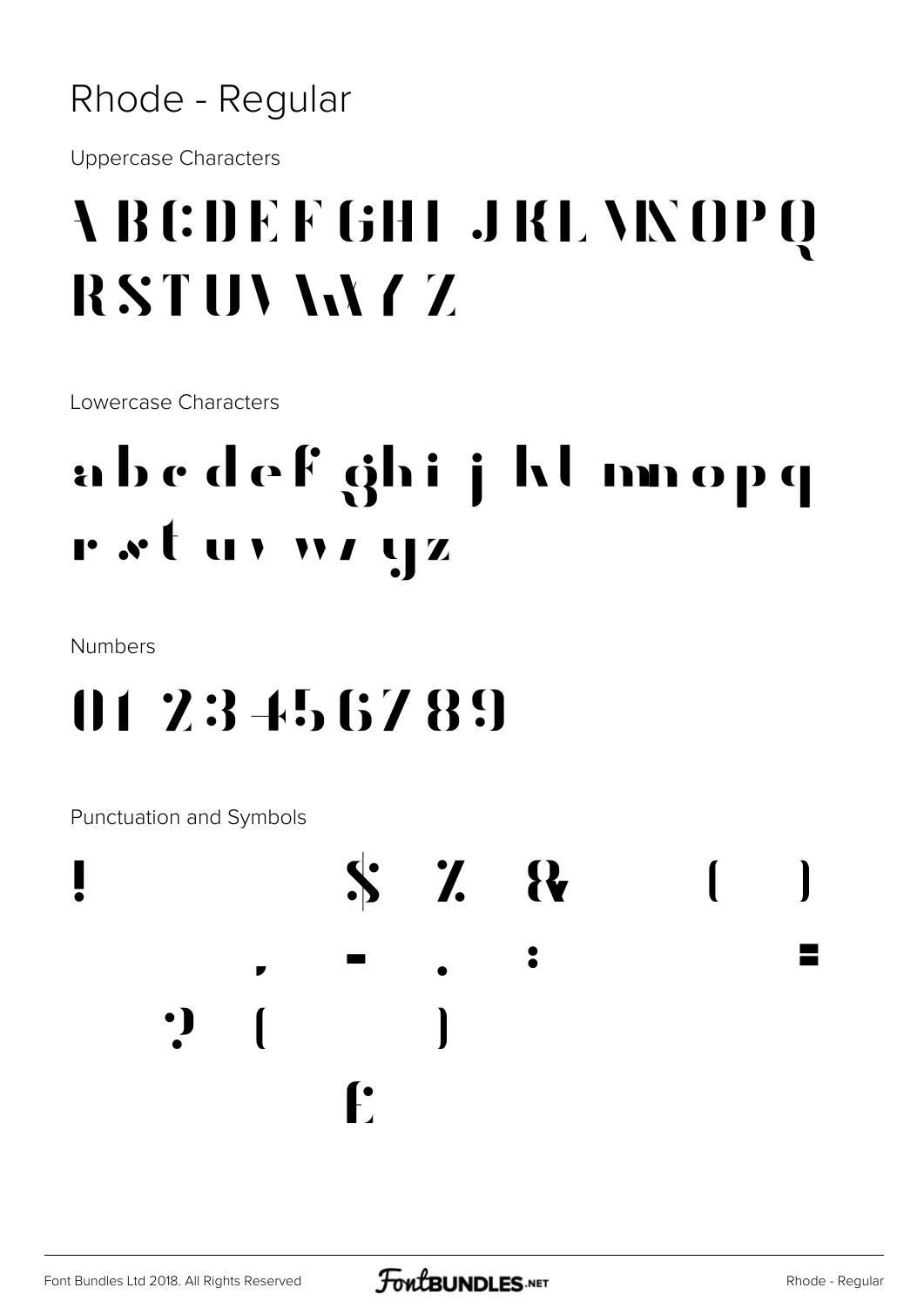# Rhode - Regular

Uppercase Characters

A B C D E F G H I J K L M N O P Q R S T U V W X Y Z

Lowercase Characters

a b c d e f g h i j k l m n o p q r s t u v w x y z

Numbers

0 1 2 3 4 5 6 7 8 9

Punctuation and Symbols

! $ % & ( )

, - . : =

? [ ]

£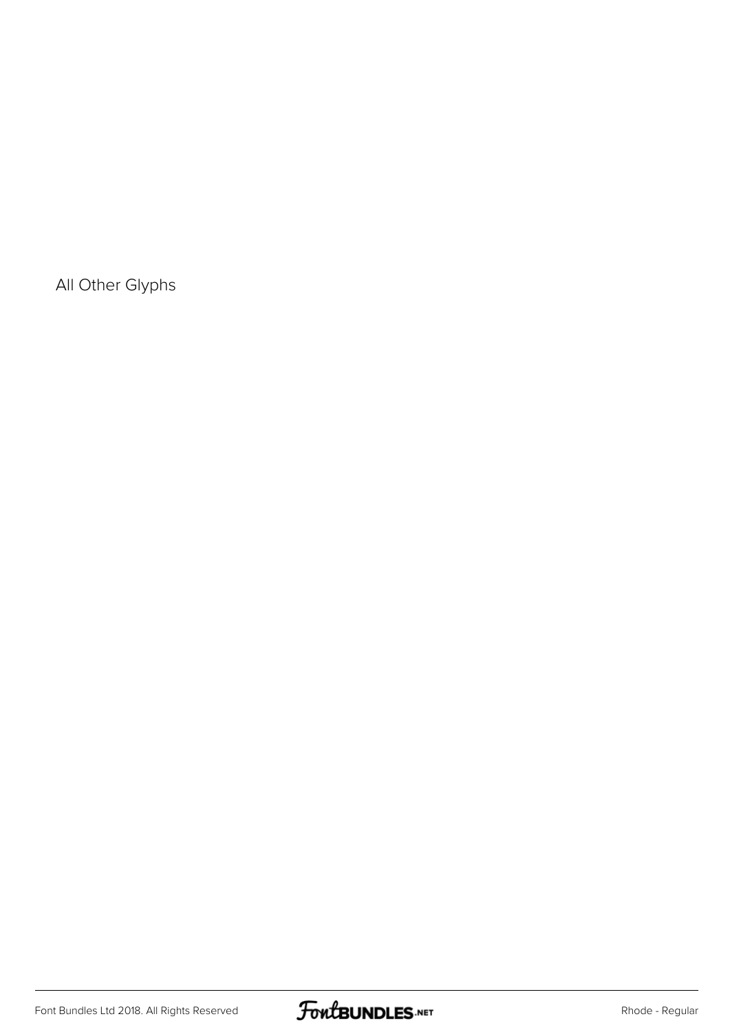All Other Glyphs